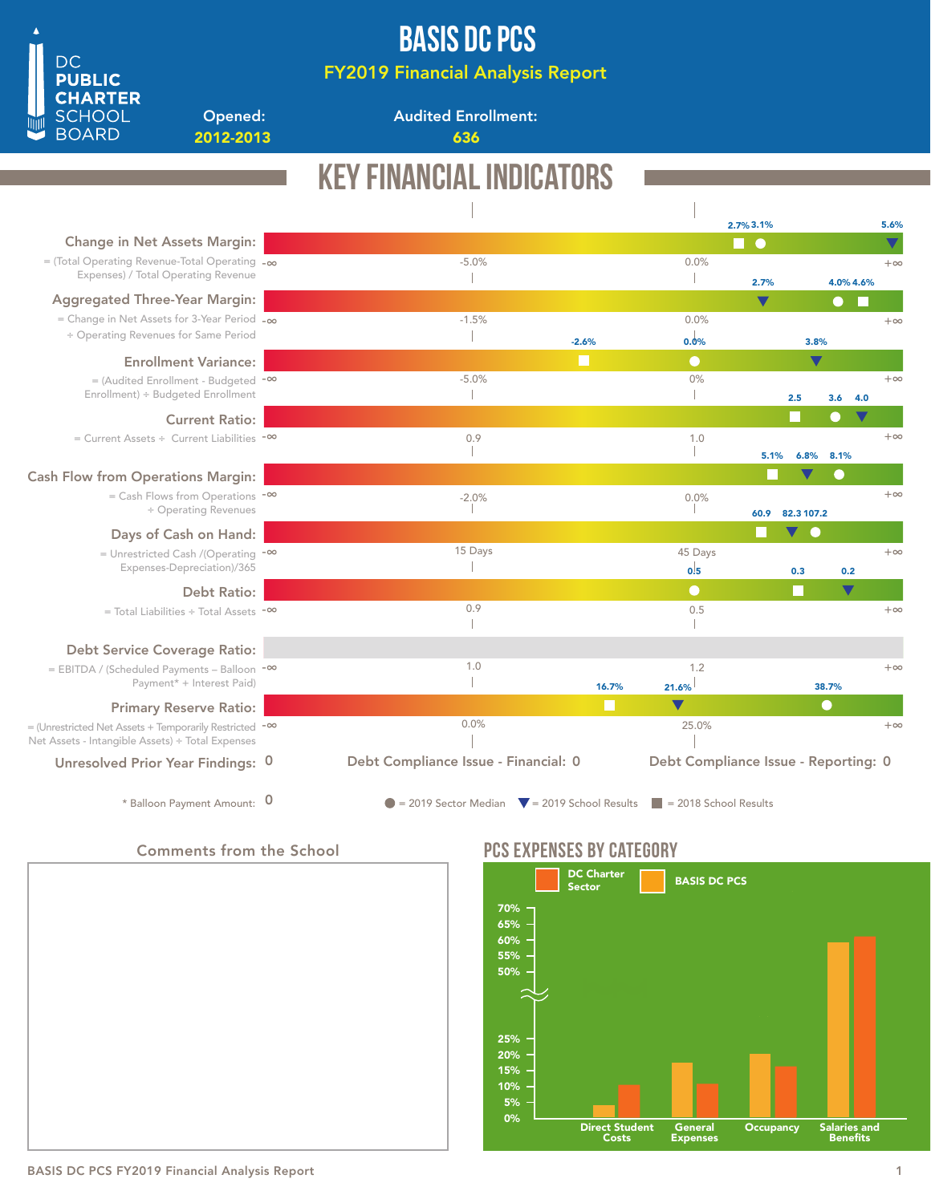# BASIS DC PCS

## FY2019 Financial Analysis Report

DC PUBLIC CHARTER SCHOOL BOARD

**Opened:** 2012-2013

**Audited Enrollment:** 636

## KEY FINANCIAL INDICATORS

| Indicator | Formula | Scale Markers | 2019 Sector Median | 2019 School Results | 2018 School Results |
|---|---|---|---|---|---|
| Change in Net Assets Margin | = (Total Operating Revenue-Total Operating Expenses) / Total Operating Revenue | -∞, -5.0%, 0.0%, +∞ | 3.1% | 5.6% | 2.7% |
| Aggregated Three-Year Margin | = Change in Net Assets for 3-Year Period ÷ Operating Revenues for Same Period | -∞, -1.5%, 0.0%, +∞ | 4.0% | 2.7% | 4.6% |
| Enrollment Variance | = (Audited Enrollment - Budgeted Enrollment) ÷ Budgeted Enrollment | -∞, -5.0%, 0%, +∞ | 0.0% | 3.8% | -2.6% |
| Current Ratio | = Current Assets ÷ Current Liabilities | -∞, 0.9, 1.0, +∞ | 3.6 | 4.0 | 2.5 |
| Cash Flow from Operations Margin | = Cash Flows from Operations ÷ Operating Revenues | -∞, -2.0%, 0.0%, +∞ | 8.1% | 6.8% | 5.1% |
| Days of Cash on Hand | = Unrestricted Cash /(Operating Expenses-Depreciation)/365 | -∞, 15 Days, 45 Days, +∞ | 107.2 | 82.3 | 60.9 |
| Debt Ratio | = Total Liabilities ÷ Total Assets | -∞, 0.9, 0.5, +∞ | 0.5 | 0.2 | 0.3 |
| Debt Service Coverage Ratio | = EBITDA / (Scheduled Payments – Balloon Payment* + Interest Paid) | -∞, 1.0, 1.2, +∞ | | | |
| Primary Reserve Ratio | = (Unrestricted Net Assets + Temporarily Restricted Net Assets - Intangible Assets) ÷ Total Expenses | -∞, 0.0%, 25.0%, +∞ | 38.7% | 21.6% | 16.7% |

**Unresolved Prior Year Findings:** 0

**Debt Compliance Issue - Financial:** 0

**Debt Compliance Issue - Reporting:** 0

\* Balloon Payment Amount: 0

● = 2019 Sector Median ▼ = 2019 School Results ■ = 2018 School Results

### Comments from the School

## PCS EXPENSES BY CATEGORY

Legend: DC Charter Sector; BASIS DC PCS

| Category | BASIS DC PCS | DC Charter Sector |
|---|---|---|
| Direct Student Costs | ~4% | ~10% |
| General Expenses | ~17% | ~11% |
| Occupancy | ~20% | ~16% |
| Salaries and Benefits | ~59% | ~61% |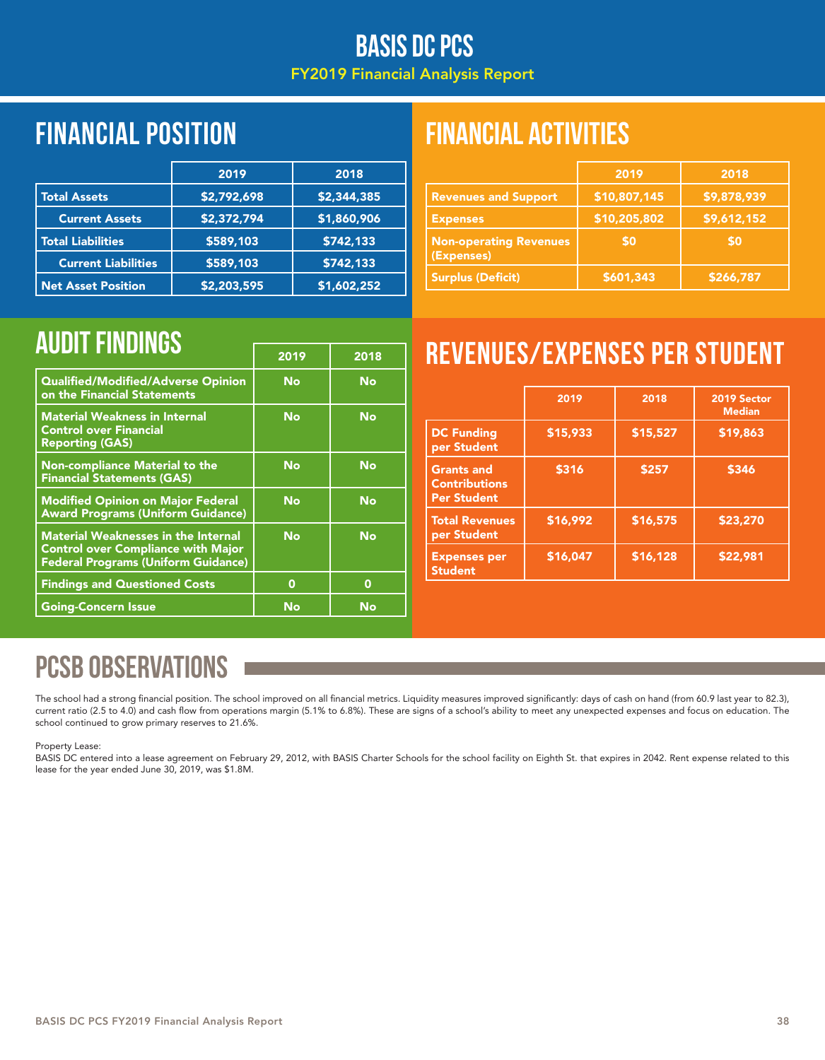# BASIS DC PCS

FY2019 Financial Analysis Report

## FINANCIAL POSITION

| | 2019 | 2018 |
|---|---|---|
| **Total Assets** | $2,792,698 | $2,344,385 |
| **Current Assets** | $2,372,794 | $1,860,906 |
| **Total Liabilities** | $589,103 | $742,133 |
| **Current Liabilities** | $589,103 | $742,133 |
| **Net Asset Position** | $2,203,595 | $1,602,252 |

## FINANCIAL ACTIVITIES

| | 2019 | 2018 |
|---|---|---|
| **Revenues and Support** | $10,807,145 | $9,878,939 |
| **Expenses** | $10,205,802 | $9,612,152 |
| **Non-operating Revenues (Expenses)** | $0 | $0 |
| **Surplus (Deficit)** | $601,343 | $266,787 |

## AUDIT FINDINGS

| | 2019 | 2018 |
|---|---|---|
| **Qualified/Modified/Adverse Opinion on the Financial Statements** | No | No |
| **Material Weakness in Internal Control over Financial Reporting (GAS)** | No | No |
| **Non-compliance Material to the Financial Statements (GAS)** | No | No |
| **Modified Opinion on Major Federal Award Programs (Uniform Guidance)** | No | No |
| **Material Weaknesses in the Internal Control over Compliance with Major Federal Programs (Uniform Guidance)** | No | No |
| **Findings and Questioned Costs** | 0 | 0 |
| **Going-Concern Issue** | No | No |

## REVENUES/EXPENSES PER STUDENT

| | 2019 | 2018 | 2019 Sector Median |
|---|---|---|---|
| **DC Funding per Student** | $15,933 | $15,527 | $19,863 |
| **Grants and Contributions Per Student** | $316 | $257 | $346 |
| **Total Revenues per Student** | $16,992 | $16,575 | $23,270 |
| **Expenses per Student** | $16,047 | $16,128 | $22,981 |

## PCSB OBSERVATIONS

The school had a strong financial position. The school improved on all financial metrics. Liquidity measures improved significantly: days of cash on hand (from 60.9 last year to 82.3), current ratio (2.5 to 4.0) and cash flow from operations margin (5.1% to 6.8%). These are signs of a school's ability to meet any unexpected expenses and focus on education. The school continued to grow primary reserves to 21.6%.

Property Lease:
BASIS DC entered into a lease agreement on February 29, 2012, with BASIS Charter Schools for the school facility on Eighth St. that expires in 2042. Rent expense related to this lease for the year ended June 30, 2019, was $1.8M.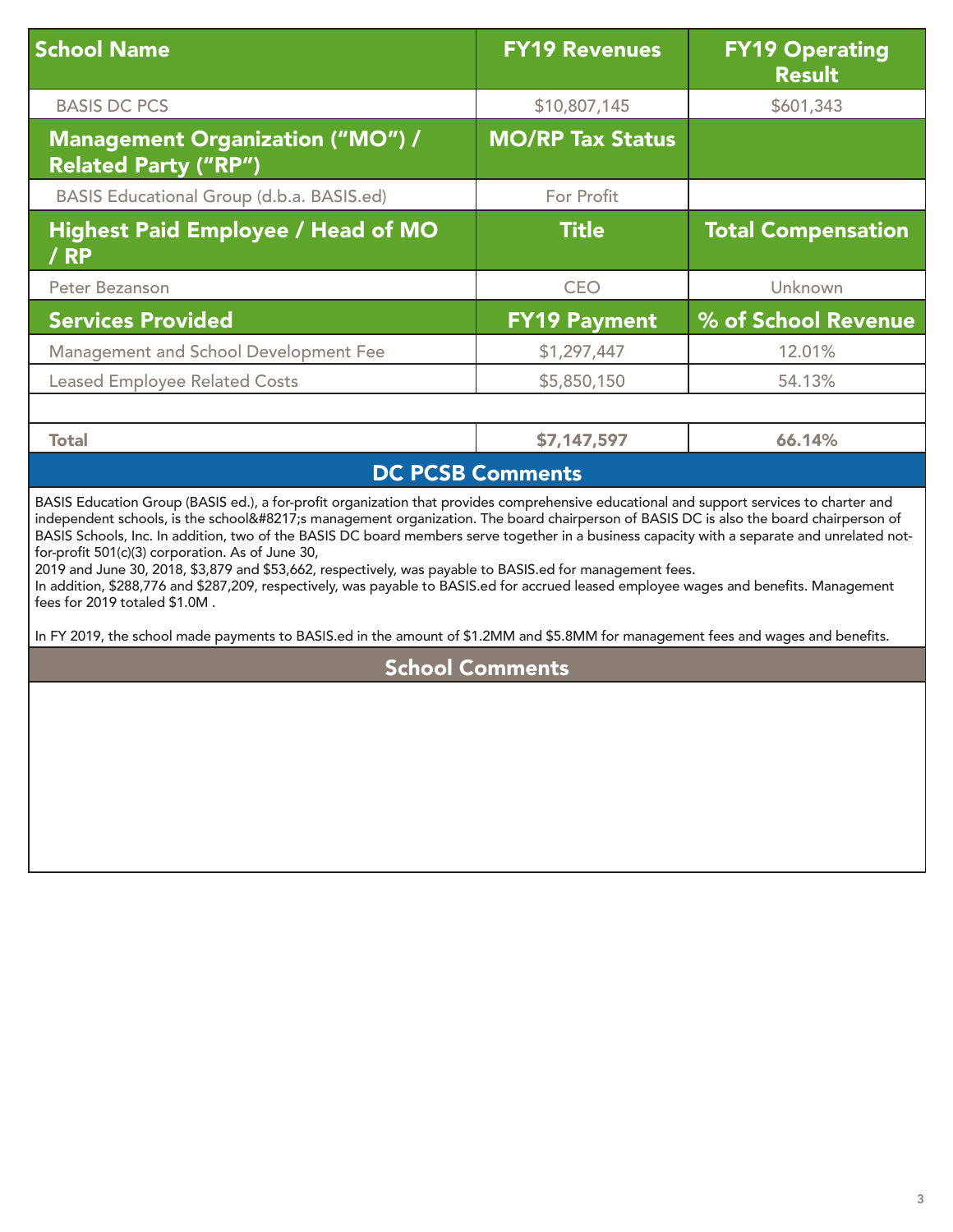| School Name | FY19 Revenues | FY19 Operating Result |
|---|---|---|
| BASIS DC PCS | $10,807,145 | $601,343 |
| **Management Organization ("MO") / Related Party ("RP")** | **MO/RP Tax Status** | |
| BASIS Educational Group (d.b.a. BASIS.ed) | For Profit | |
| **Highest Paid Employee / Head of MO / RP** | **Title** | **Total Compensation** |
| Peter Bezanson | CEO | Unknown |
| **Services Provided** | **FY19 Payment** | **% of School Revenue** |
| Management and School Development Fee | $1,297,447 | 12.01% |
| Leased Employee Related Costs | $5,850,150 | 54.13% |
| | | |
| **Total** | **$7,147,597** | **66.14%** |

## DC PCSB Comments

BASIS Education Group (BASIS ed.), a for-profit organization that provides comprehensive educational and support services to charter and independent schools, is the school&#8217;s management organization. The board chairperson of BASIS DC is also the board chairperson of BASIS Schools, Inc. In addition, two of the BASIS DC board members serve together in a business capacity with a separate and unrelated not-for-profit 501(c)(3) corporation. As of June 30,
2019 and June 30, 2018, $3,879 and $53,662, respectively, was payable to BASIS.ed for management fees.
In addition, $288,776 and $287,209, respectively, was payable to BASIS.ed for accrued leased employee wages and benefits. Management fees for 2019 totaled $1.0M .

In FY 2019, the school made payments to BASIS.ed in the amount of $1.2MM and $5.8MM for management fees and wages and benefits.

## School Comments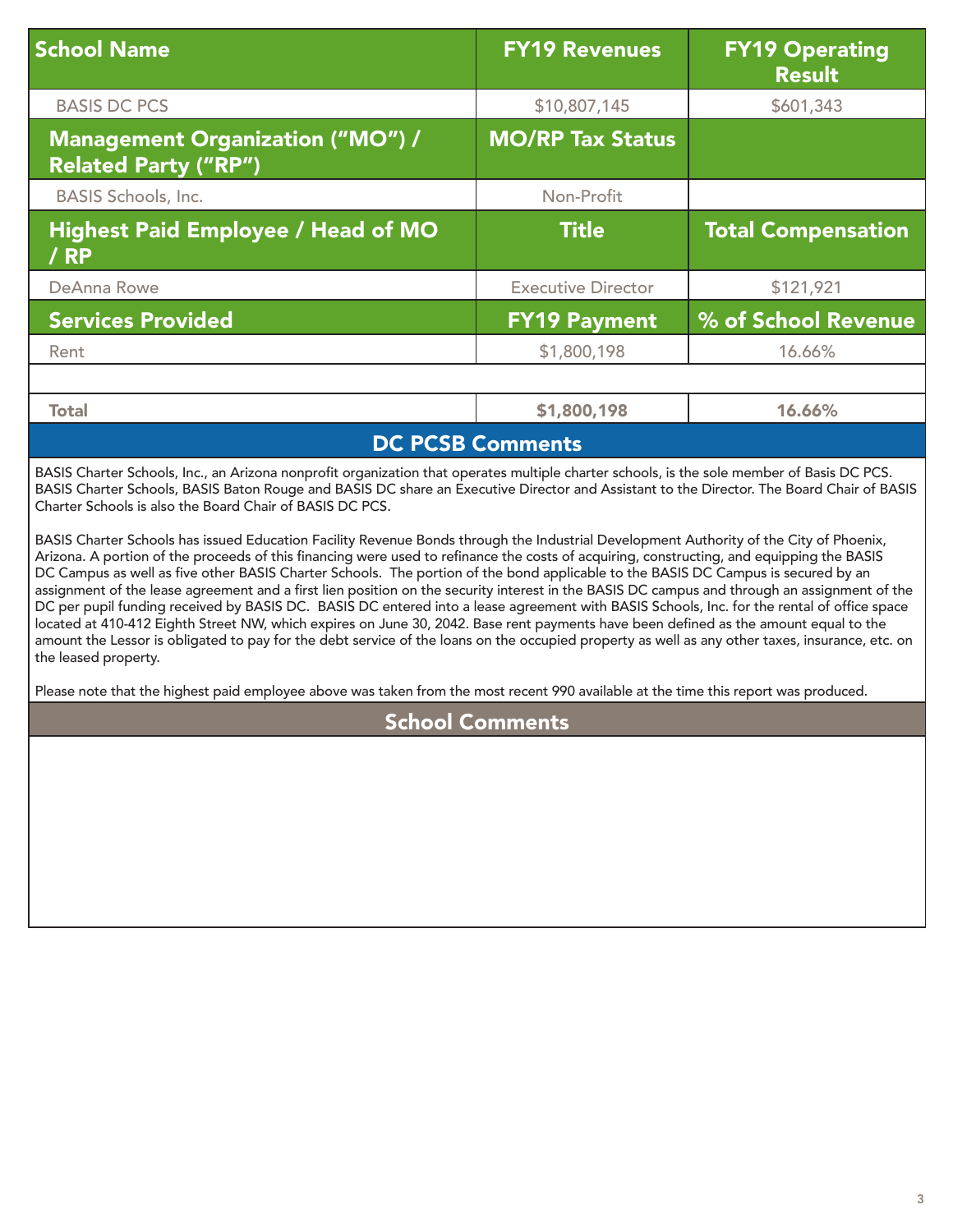| School Name | FY19 Revenues | FY19 Operating Result |
|---|---|---|
| BASIS DC PCS | $10,807,145 | $601,343 |
| **Management Organization ("MO") / Related Party ("RP")** | **MO/RP Tax Status** | |
| BASIS Schools, Inc. | Non-Profit | |
| **Highest Paid Employee / Head of MO / RP** | **Title** | **Total Compensation** |
| DeAnna Rowe | Executive Director | $121,921 |
| **Services Provided** | **FY19 Payment** | **% of School Revenue** |
| Rent | $1,800,198 | 16.66% |
| | | |
| **Total** | **$1,800,198** | **16.66%** |

## DC PCSB Comments

BASIS Charter Schools, Inc., an Arizona nonprofit organization that operates multiple charter schools, is the sole member of Basis DC PCS. BASIS Charter Schools, BASIS Baton Rouge and BASIS DC share an Executive Director and Assistant to the Director. The Board Chair of BASIS Charter Schools is also the Board Chair of BASIS DC PCS.

BASIS Charter Schools has issued Education Facility Revenue Bonds through the Industrial Development Authority of the City of Phoenix, Arizona. A portion of the proceeds of this financing were used to refinance the costs of acquiring, constructing, and equipping the BASIS DC Campus as well as five other BASIS Charter Schools. The portion of the bond applicable to the BASIS DC Campus is secured by an assignment of the lease agreement and a first lien position on the security interest in the BASIS DC campus and through an assignment of the DC per pupil funding received by BASIS DC. BASIS DC entered into a lease agreement with BASIS Schools, Inc. for the rental of office space located at 410-412 Eighth Street NW, which expires on June 30, 2042. Base rent payments have been defined as the amount equal to the amount the Lessor is obligated to pay for the debt service of the loans on the occupied property as well as any other taxes, insurance, etc. on the leased property.

Please note that the highest paid employee above was taken from the most recent 990 available at the time this report was produced.

## School Comments